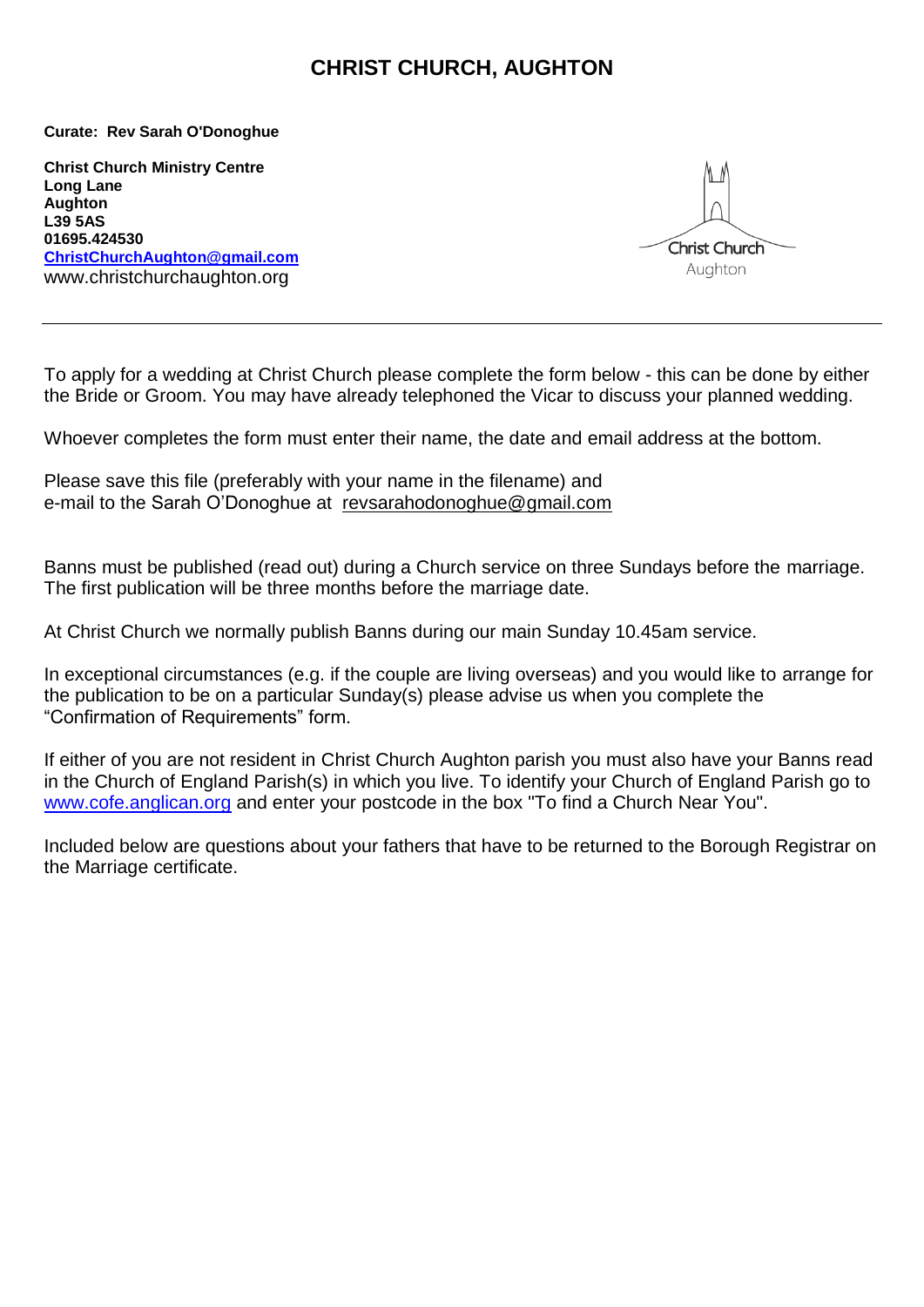# CHRIST CHURCH, AUGHTON

**Curate: Rev Sarah O'Donoghue**

**Christ Church Ministry Centre**
**Long Lane**
**Aughton**
**L39 5AS**
**01695.424530**
**ChristChurchAughton@gmail.com**
www.christchurchaughton.org

Christ Church
Aughton

---

To apply for a wedding at Christ Church please complete the form below - this can be done by either the Bride or Groom. You may have already telephoned the Vicar to discuss your planned wedding.

Whoever completes the form must enter their name, the date and email address at the bottom.

Please save this file (preferably with your name in the filename) and e-mail to the Sarah O'Donoghue at revsarahodonoghue@gmail.com

Banns must be published (read out) during a Church service on three Sundays before the marriage. The first publication will be three months before the marriage date.

At Christ Church we normally publish Banns during our main Sunday 10.45am service.

In exceptional circumstances (e.g. if the couple are living overseas) and you would like to arrange for the publication to be on a particular Sunday(s) please advise us when you complete the "Confirmation of Requirements" form.

If either of you are not resident in Christ Church Aughton parish you must also have your Banns read in the Church of England Parish(s) in which you live. To identify your Church of England Parish go to www.cofe.anglican.org and enter your postcode in the box "To find a Church Near You".

Included below are questions about your fathers that have to be returned to the Borough Registrar on the Marriage certificate.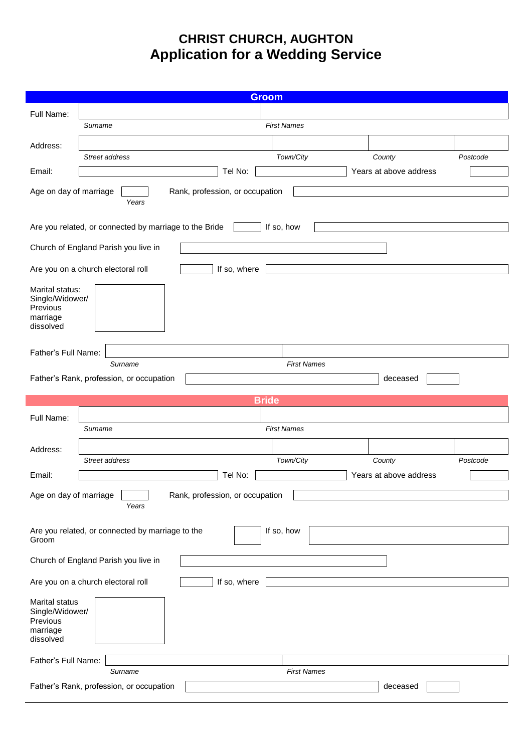# CHRIST CHURCH, AUGHTON
## Application for a Wedding Service

### Groom

Full Name:

*Surname* | *First Names*

Address:

*Street address* | *Town/City* | *County* | *Postcode*

Email: | Tel No: | Years at above address

Age on day of marriage *Years* | Rank, profession, or occupation

Are you related, or connected by marriage to the Bride | If so, how

Church of England Parish you live in

Are you on a church electoral roll | If so, where

Marital status: Single/Widower/ Previous marriage dissolved

Father's Full Name:

*Surname* | *First Names*

Father's Rank, profession, or occupation | deceased

### Bride

Full Name:

*Surname* | *First Names*

Address:

*Street address* | *Town/City* | *County* | *Postcode*

Email: | Tel No: | Years at above address

Age on day of marriage *Years* | Rank, profession, or occupation

Are you related, or connected by marriage to the Groom | If so, how

Church of England Parish you live in

Are you on a church electoral roll | If so, where

Marital status Single/Widower/ Previous marriage dissolved

Father's Full Name:

*Surname* | *First Names*

Father's Rank, profession, or occupation | deceased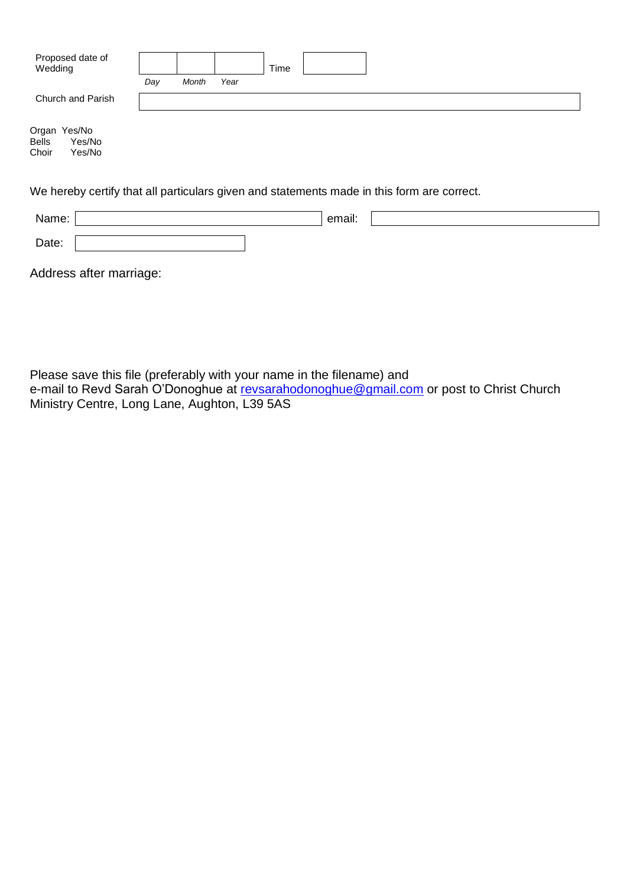| | | | | | |
|---|---|---|---|---|---|
| Proposed date of Wedding | | | | Time | |
| | *Day* | *Month* | *Year* | | |

Church and Parish

Organ Yes/No
Bells Yes/No
Choir Yes/No

We hereby certify that all particulars given and statements made in this form are correct.

Name: email:

Date:

Address after marriage:

Please save this file (preferably with your name in the filename) and e-mail to Revd Sarah O'Donoghue at revsarahodonoghue@gmail.com or post to Christ Church Ministry Centre, Long Lane, Aughton, L39 5AS